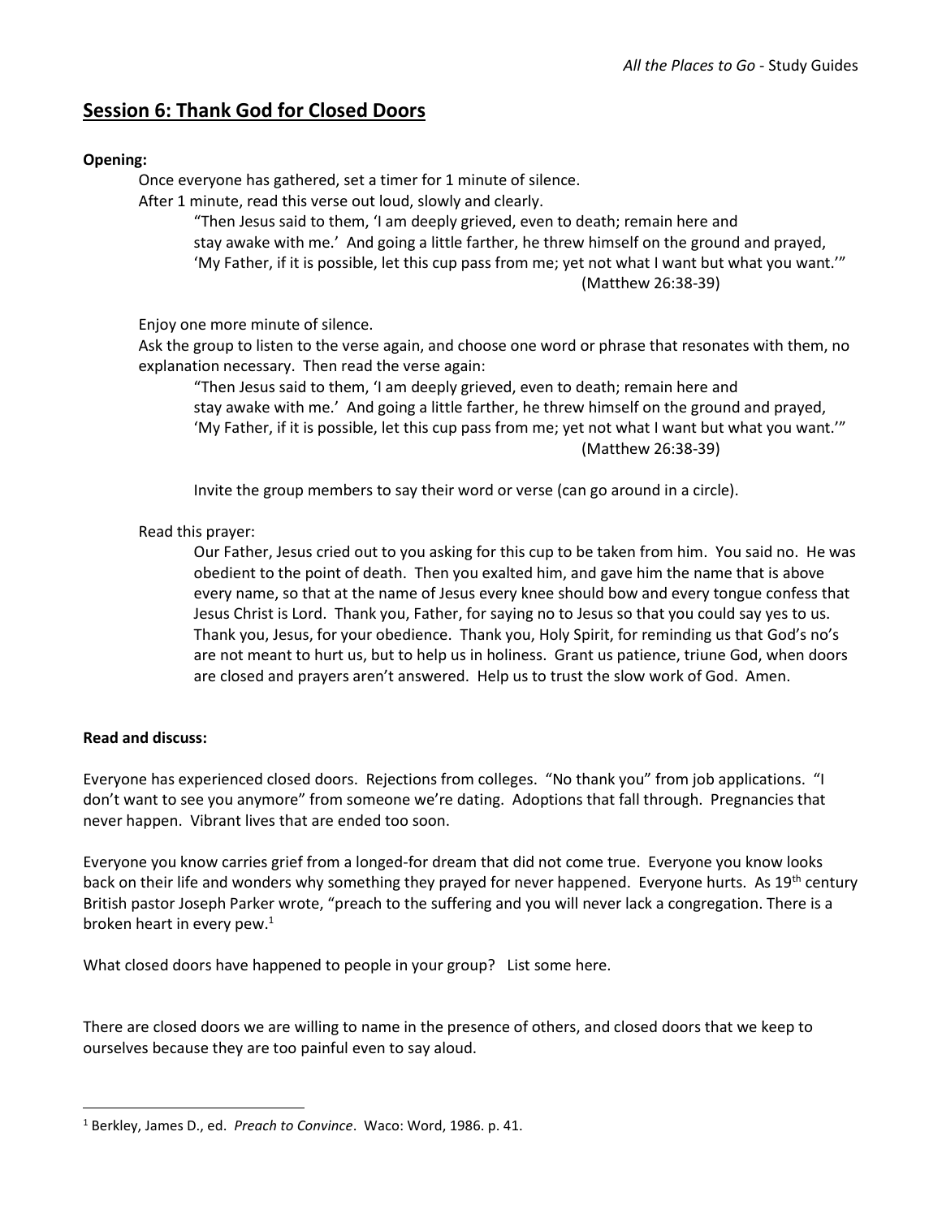## Session 6: Thank God for Closed Doors

**Opening:**

Once everyone has gathered, set a timer for 1 minute of silence.
After 1 minute, read this verse out loud, slowly and clearly.

> "Then Jesus said to them, 'I am deeply grieved, even to death; remain here and stay awake with me.' And going a little farther, he threw himself on the ground and prayed, 'My Father, if it is possible, let this cup pass from me; yet not what I want but what you want.'"
> (Matthew 26:38-39)

Enjoy one more minute of silence.
Ask the group to listen to the verse again, and choose one word or phrase that resonates with them, no explanation necessary. Then read the verse again:

> "Then Jesus said to them, 'I am deeply grieved, even to death; remain here and stay awake with me.' And going a little farther, he threw himself on the ground and prayed, 'My Father, if it is possible, let this cup pass from me; yet not what I want but what you want.'"
> (Matthew 26:38-39)

Invite the group members to say their word or verse (can go around in a circle).

Read this prayer:

> Our Father, Jesus cried out to you asking for this cup to be taken from him. You said no. He was obedient to the point of death. Then you exalted him, and gave him the name that is above every name, so that at the name of Jesus every knee should bow and every tongue confess that Jesus Christ is Lord. Thank you, Father, for saying no to Jesus so that you could say yes to us. Thank you, Jesus, for your obedience. Thank you, Holy Spirit, for reminding us that God's no's are not meant to hurt us, but to help us in holiness. Grant us patience, triune God, when doors are closed and prayers aren't answered. Help us to trust the slow work of God. Amen.

**Read and discuss:**

Everyone has experienced closed doors. Rejections from colleges. "No thank you" from job applications. "I don't want to see you anymore" from someone we're dating. Adoptions that fall through. Pregnancies that never happen. Vibrant lives that are ended too soon.

Everyone you know carries grief from a longed-for dream that did not come true. Everyone you know looks back on their life and wonders why something they prayed for never happened. Everyone hurts. As 19th century British pastor Joseph Parker wrote, "preach to the suffering and you will never lack a congregation. There is a broken heart in every pew.[1]

What closed doors have happened to people in your group? List some here.

There are closed doors we are willing to name in the presence of others, and closed doors that we keep to ourselves because they are too painful even to say aloud.

---

[1] Berkley, James D., ed. *Preach to Convince*. Waco: Word, 1986. p. 41.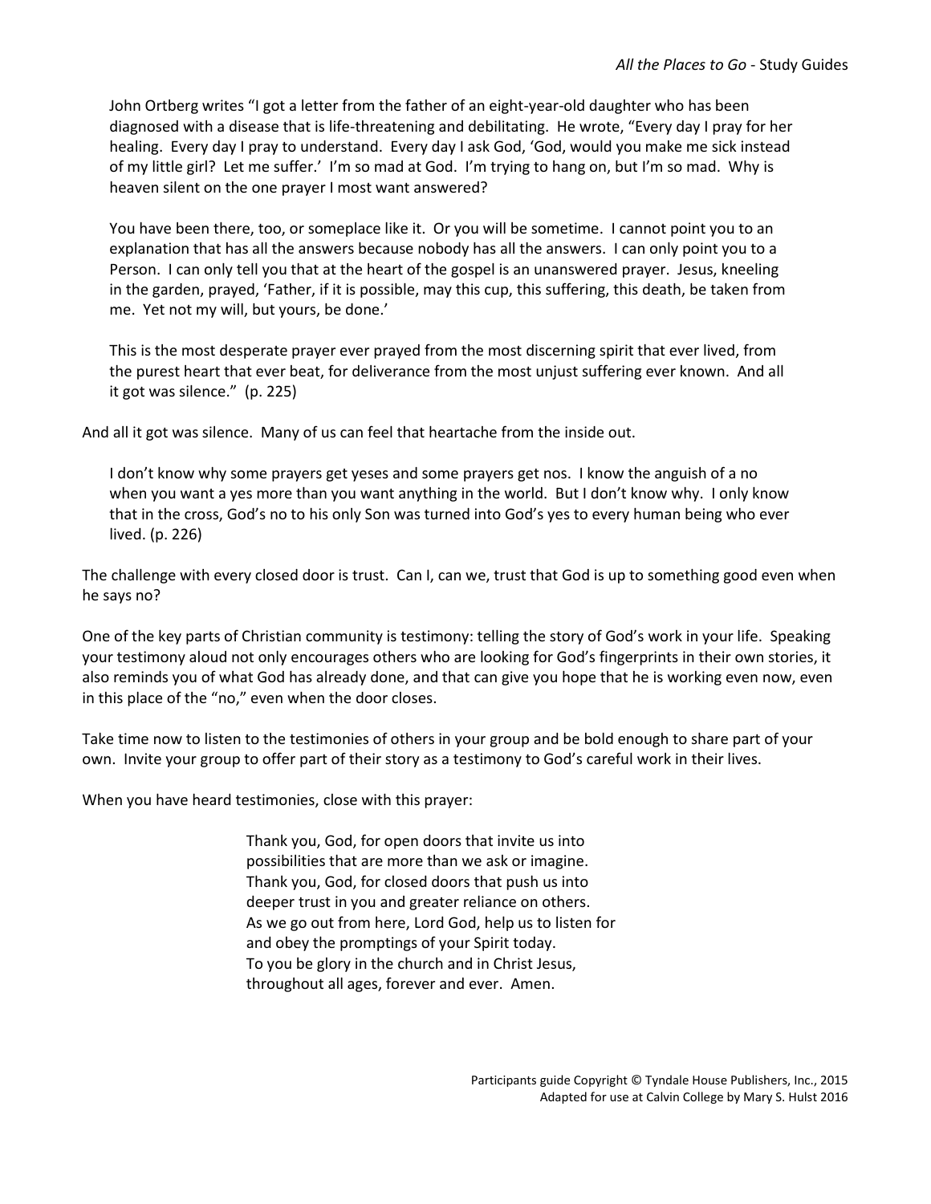> John Ortberg writes "I got a letter from the father of an eight-year-old daughter who has been diagnosed with a disease that is life-threatening and debilitating. He wrote, "Every day I pray for her healing. Every day I pray to understand. Every day I ask God, 'God, would you make me sick instead of my little girl? Let me suffer.' I'm so mad at God. I'm trying to hang on, but I'm so mad. Why is heaven silent on the one prayer I most want answered?
>
> You have been there, too, or someplace like it. Or you will be sometime. I cannot point you to an explanation that has all the answers because nobody has all the answers. I can only point you to a Person. I can only tell you that at the heart of the gospel is an unanswered prayer. Jesus, kneeling in the garden, prayed, 'Father, if it is possible, may this cup, this suffering, this death, be taken from me. Yet not my will, but yours, be done.'
>
> This is the most desperate prayer ever prayed from the most discerning spirit that ever lived, from the purest heart that ever beat, for deliverance from the most unjust suffering ever known. And all it got was silence." (p. 225)

And all it got was silence. Many of us can feel that heartache from the inside out.

> I don't know why some prayers get yeses and some prayers get nos. I know the anguish of a no when you want a yes more than you want anything in the world. But I don't know why. I only know that in the cross, God's no to his only Son was turned into God's yes to every human being who ever lived. (p. 226)

The challenge with every closed door is trust. Can I, can we, trust that God is up to something good even when he says no?

One of the key parts of Christian community is testimony: telling the story of God's work in your life. Speaking your testimony aloud not only encourages others who are looking for God's fingerprints in their own stories, it also reminds you of what God has already done, and that can give you hope that he is working even now, even in this place of the "no," even when the door closes.

Take time now to listen to the testimonies of others in your group and be bold enough to share part of your own. Invite your group to offer part of their story as a testimony to God's careful work in their lives.

When you have heard testimonies, close with this prayer:

> Thank you, God, for open doors that invite us into
> possibilities that are more than we ask or imagine.
> Thank you, God, for closed doors that push us into
> deeper trust in you and greater reliance on others.
> As we go out from here, Lord God, help us to listen for
> and obey the promptings of your Spirit today.
> To you be glory in the church and in Christ Jesus,
> throughout all ages, forever and ever. Amen.

Participants guide Copyright © Tyndale House Publishers, Inc., 2015
Adapted for use at Calvin College by Mary S. Hulst 2016